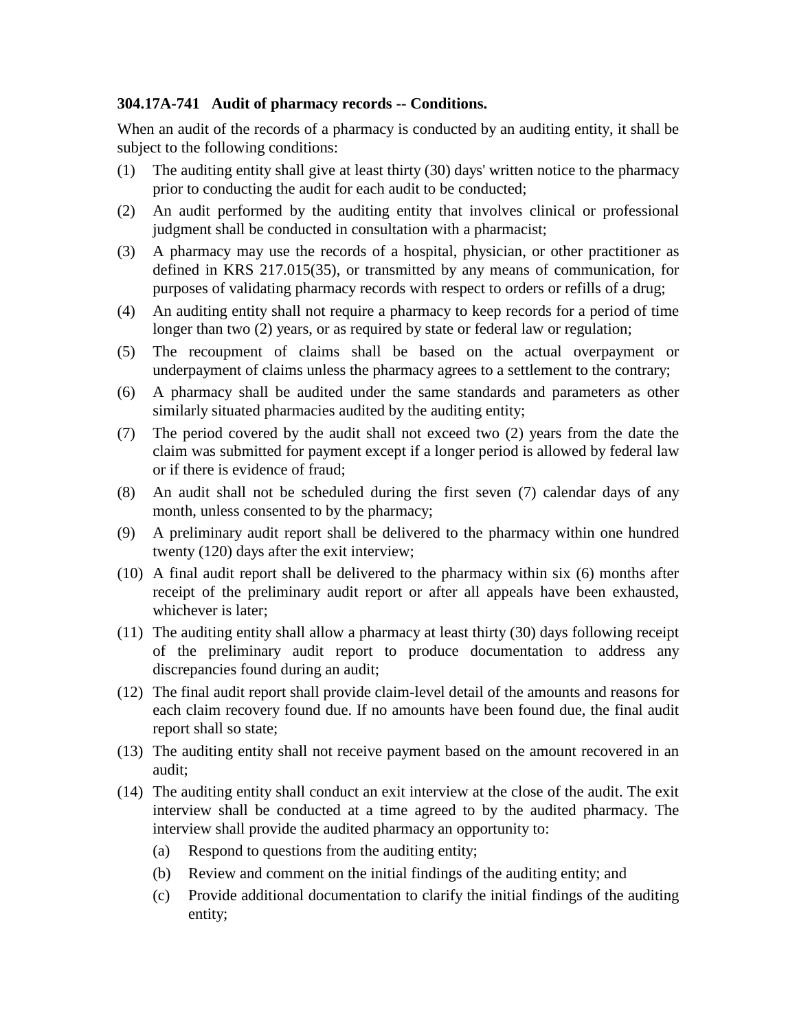**304.17A-741 Audit of pharmacy records -- Conditions.**

When an audit of the records of a pharmacy is conducted by an auditing entity, it shall be subject to the following conditions:

(1) The auditing entity shall give at least thirty (30) days' written notice to the pharmacy prior to conducting the audit for each audit to be conducted;

(2) An audit performed by the auditing entity that involves clinical or professional judgment shall be conducted in consultation with a pharmacist;

(3) A pharmacy may use the records of a hospital, physician, or other practitioner as defined in KRS 217.015(35), or transmitted by any means of communication, for purposes of validating pharmacy records with respect to orders or refills of a drug;

(4) An auditing entity shall not require a pharmacy to keep records for a period of time longer than two (2) years, or as required by state or federal law or regulation;

(5) The recoupment of claims shall be based on the actual overpayment or underpayment of claims unless the pharmacy agrees to a settlement to the contrary;

(6) A pharmacy shall be audited under the same standards and parameters as other similarly situated pharmacies audited by the auditing entity;

(7) The period covered by the audit shall not exceed two (2) years from the date the claim was submitted for payment except if a longer period is allowed by federal law or if there is evidence of fraud;

(8) An audit shall not be scheduled during the first seven (7) calendar days of any month, unless consented to by the pharmacy;

(9) A preliminary audit report shall be delivered to the pharmacy within one hundred twenty (120) days after the exit interview;

(10) A final audit report shall be delivered to the pharmacy within six (6) months after receipt of the preliminary audit report or after all appeals have been exhausted, whichever is later;

(11) The auditing entity shall allow a pharmacy at least thirty (30) days following receipt of the preliminary audit report to produce documentation to address any discrepancies found during an audit;

(12) The final audit report shall provide claim-level detail of the amounts and reasons for each claim recovery found due. If no amounts have been found due, the final audit report shall so state;

(13) The auditing entity shall not receive payment based on the amount recovered in an audit;

(14) The auditing entity shall conduct an exit interview at the close of the audit. The exit interview shall be conducted at a time agreed to by the audited pharmacy. The interview shall provide the audited pharmacy an opportunity to:

  (a) Respond to questions from the auditing entity;

  (b) Review and comment on the initial findings of the auditing entity; and

  (c) Provide additional documentation to clarify the initial findings of the auditing entity;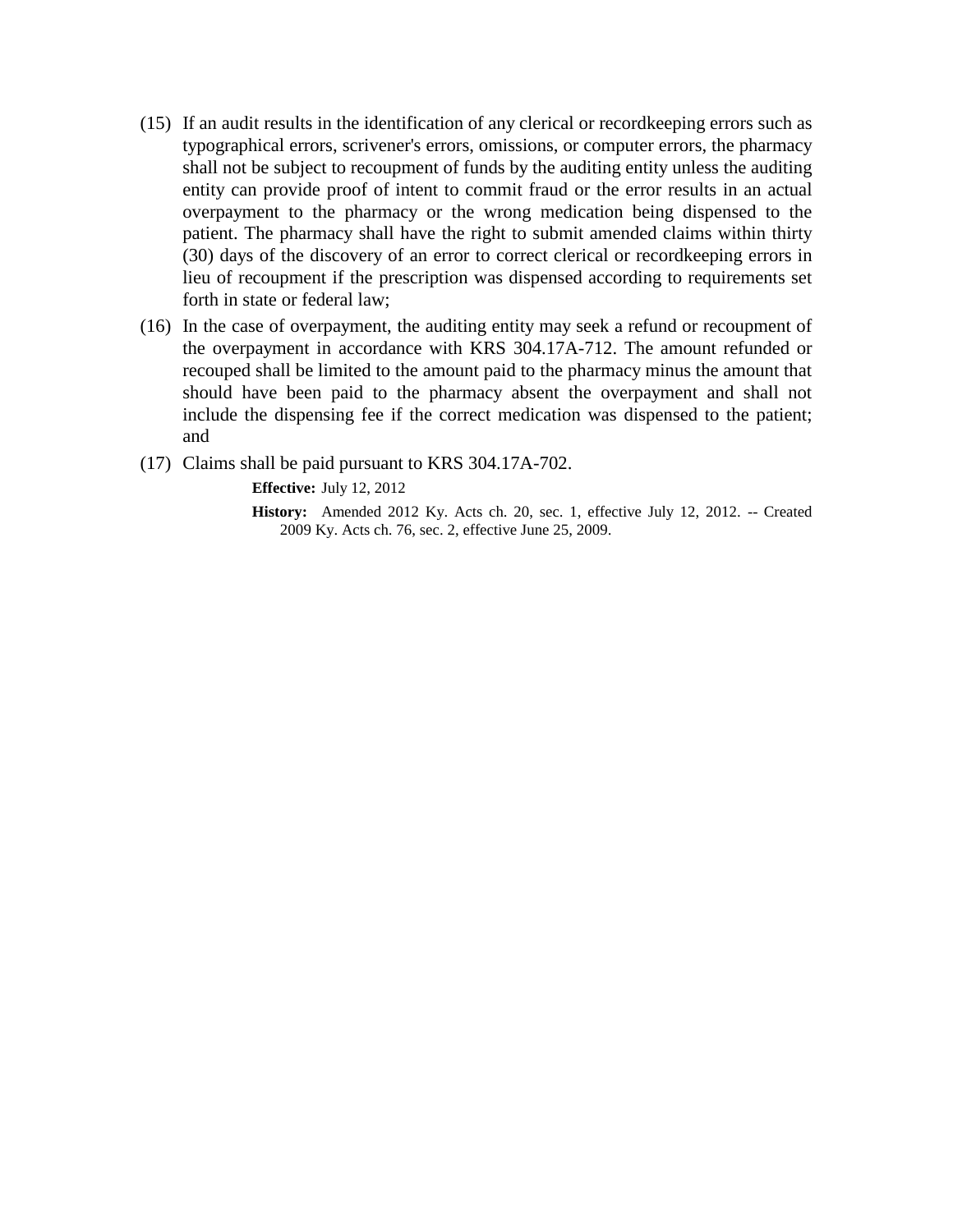(15) If an audit results in the identification of any clerical or recordkeeping errors such as typographical errors, scrivener's errors, omissions, or computer errors, the pharmacy shall not be subject to recoupment of funds by the auditing entity unless the auditing entity can provide proof of intent to commit fraud or the error results in an actual overpayment to the pharmacy or the wrong medication being dispensed to the patient. The pharmacy shall have the right to submit amended claims within thirty (30) days of the discovery of an error to correct clerical or recordkeeping errors in lieu of recoupment if the prescription was dispensed according to requirements set forth in state or federal law;

(16) In the case of overpayment, the auditing entity may seek a refund or recoupment of the overpayment in accordance with KRS 304.17A-712. The amount refunded or recouped shall be limited to the amount paid to the pharmacy minus the amount that should have been paid to the pharmacy absent the overpayment and shall not include the dispensing fee if the correct medication was dispensed to the patient; and

(17) Claims shall be paid pursuant to KRS 304.17A-702.

**Effective:** July 12, 2012

**History:** Amended 2012 Ky. Acts ch. 20, sec. 1, effective July 12, 2012. -- Created 2009 Ky. Acts ch. 76, sec. 2, effective June 25, 2009.